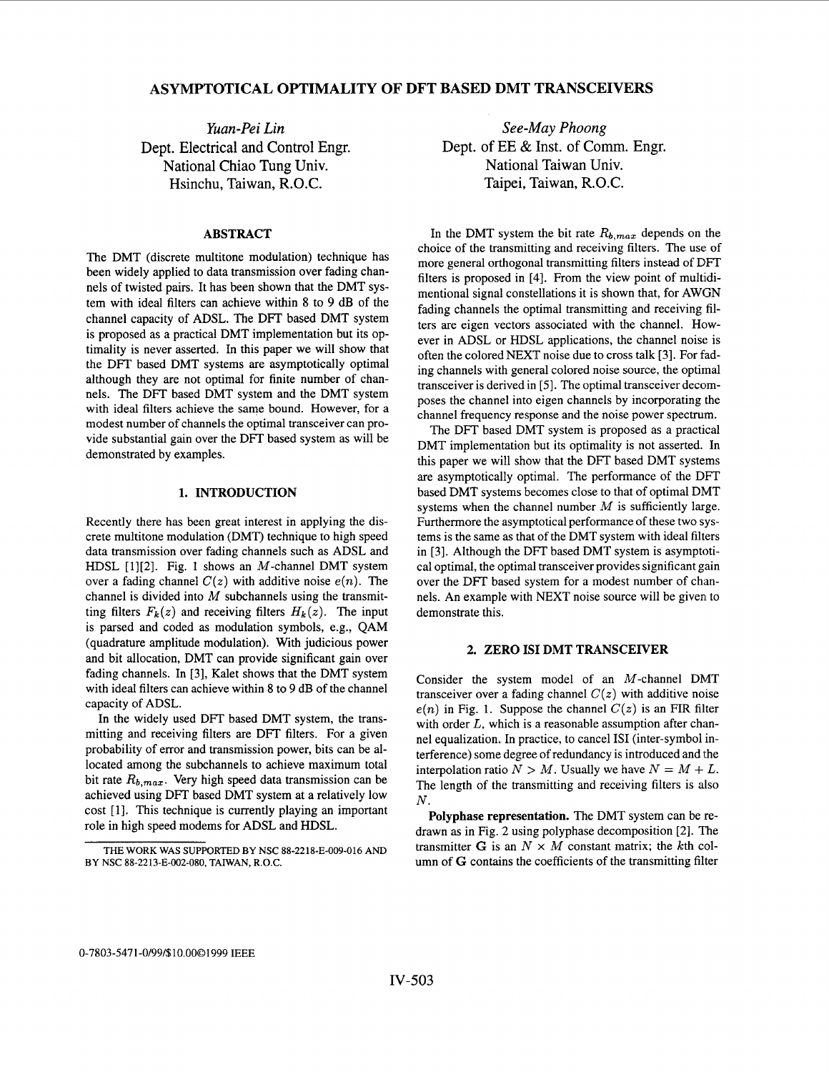# ASYMPTOTICAL OPTIMALITY OF DFT BASED DMT TRANSCEIVERS

*Yuan-Pei Lin*
Dept. Electrical and Control Engr.
National Chiao Tung Univ.
Hsinchu, Taiwan, R.O.C.

*See-May Phoong*
Dept. of EE & Inst. of Comm. Engr.
National Taiwan Univ.
Taipei, Taiwan, R.O.C.

## ABSTRACT

The DMT (discrete multitone modulation) technique has been widely applied to data transmission over fading channels of twisted pairs. It has been shown that the DMT system with ideal filters can achieve within 8 to 9 dB of the channel capacity of ADSL. The DFT based DMT system is proposed as a practical DMT implementation but its optimality is never asserted. In this paper we will show that the DFT based DMT systems are asymptotically optimal although they are not optimal for finite number of channels. The DFT based DMT system and the DMT system with ideal filters achieve the same bound. However, for a modest number of channels the optimal transceiver can provide substantial gain over the DFT based system as will be demonstrated by examples.

## 1. INTRODUCTION

Recently there has been great interest in applying the discrete multitone modulation (DMT) technique to high speed data transmission over fading channels such as ADSL and HDSL [1][2]. Fig. 1 shows an $M$-channel DMT system over a fading channel $C(z)$ with additive noise $e(n)$. The channel is divided into $M$ subchannels using the transmitting filters $F_k(z)$ and receiving filters $H_k(z)$. The input is parsed and coded as modulation symbols, e.g., QAM (quadrature amplitude modulation). With judicious power and bit allocation, DMT can provide significant gain over fading channels. In [3], Kalet shows that the DMT system with ideal filters can achieve within 8 to 9 dB of the channel capacity of ADSL.

In the widely used DFT based DMT system, the transmitting and receiving filters are DFT filters. For a given probability of error and transmission power, bits can be allocated among the subchannels to achieve maximum total bit rate $R_{b,max}$. Very high speed data transmission can be achieved using DFT based DMT system at a relatively low cost [1]. This technique is currently playing an important role in high speed modems for ADSL and HDSL.

In the DMT system the bit rate $R_{b,max}$ depends on the choice of the transmitting and receiving filters. The use of more general orthogonal transmitting filters instead of DFT filters is proposed in [4]. From the view point of multidimentional signal constellations it is shown that, for AWGN fading channels the optimal transmitting and receiving filters are eigen vectors associated with the channel. However in ADSL or HDSL applications, the channel noise is often the colored NEXT noise due to cross talk [3]. For fading channels with general colored noise source, the optimal transceiver is derived in [5]. The optimal transceiver decomposes the channel into eigen channels by incorporating the channel frequency response and the noise power spectrum.

The DFT based DMT system is proposed as a practical DMT implementation but its optimality is not asserted. In this paper we will show that the DFT based DMT systems are asymptotically optimal. The performance of the DFT based DMT systems becomes close to that of optimal DMT systems when the channel number $M$ is sufficiently large. Furthermore the asymptotical performance of these two systems is the same as that of the DMT system with ideal filters in [3]. Although the DFT based DMT system is asymptotical optimal, the optimal transceiver provides significant gain over the DFT based system for a modest number of channels. An example with NEXT noise source will be given to demonstrate this.

## 2. ZERO ISI DMT TRANSCEIVER

Consider the system model of an $M$-channel DMT transceiver over a fading channel $C(z)$ with additive noise $e(n)$ in Fig. 1. Suppose the channel $C(z)$ is an FIR filter with order $L$, which is a reasonable assumption after channel equalization. In practice, to cancel ISI (inter-symbol interference) some degree of redundancy is introduced and the interpolation ratio $N > M$. Usually we have $N = M + L$. The length of the transmitting and receiving filters is also $N$.

**Polyphase representation.** The DMT system can be redrawn as in Fig. 2 using polyphase decomposition [2]. The transmitter $\mathbf{G}$ is an $N \times M$ constant matrix; the $k$th column of $\mathbf{G}$ contains the coefficients of the transmitting filter

THE WORK WAS SUPPORTED BY NSC 88-2218-E-009-016 AND BY NSC 88-2213-E-002-080, TAIWAN, R.O.C.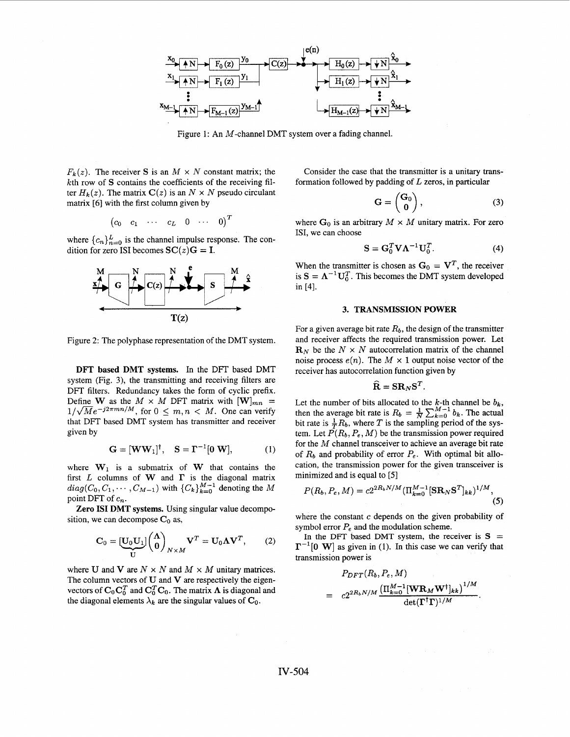Figure 1: An $M$-channel DMT system over a fading channel.

$F_k(z)$. The receiver $\mathbf{S}$ is an $M \times N$ constant matrix; the $k$th row of $\mathbf{S}$ contains the coefficients of the receiving filter $H_k(z)$. The matrix $\mathbf{C}(z)$ is an $N \times N$ pseudo circulant matrix [6] with the first column given by

$$\begin{pmatrix} c_0 & c_1 & \cdots & c_L & 0 & \cdots & 0 \end{pmatrix}^T$$

where $\{c_n\}_{n=0}^{L}$ is the channel impulse response. The condition for zero ISI becomes $\mathbf{SC}(z)\mathbf{G} = \mathbf{I}$.

Figure 2: The polyphase representation of the DMT system.

**DFT based DMT systems.** In the DFT based DMT system (Fig. 3), the transmitting and receiving filters are DFT filters. Redundancy takes the form of cyclic prefix. Define $\mathbf{W}$ as the $M \times M$ DFT matrix with $[\mathbf{W}]_{mn} = 1/\sqrt{M}e^{-j2\pi mn/M}$, for $0 \leq m, n < M$. One can verify that DFT based DMT system has transmitter and receiver given by

$$\mathbf{G} = [\mathbf{W}\mathbf{W}_1]^\dagger, \quad \mathbf{S} = \mathbf{\Gamma}^{-1}[\mathbf{0}\ \mathbf{W}], \tag{1}$$

where $\mathbf{W}_1$ is a submatrix of $\mathbf{W}$ that contains the first $L$ columns of $\mathbf{W}$ and $\mathbf{\Gamma}$ is the diagonal matrix $diag(C_0, C_1, \cdots, C_{M-1})$ with $\{C_k\}_{k=0}^{M-1}$ denoting the $M$ point DFT of $c_n$.

**Zero ISI DMT systems.** Using singular value decomposition, we can decompose $\mathbf{C}_0$ as,

$$\mathbf{C}_0 = \underbrace{[\mathbf{U}_0 \mathbf{U}_1]}_{\mathbf{U}} \begin{pmatrix} \mathbf{\Lambda} \\ \mathbf{0} \end{pmatrix}_{N \times M} \mathbf{V}^T = \mathbf{U}_0 \mathbf{\Lambda} \mathbf{V}^T, \tag{2}$$

where $\mathbf{U}$ and $\mathbf{V}$ are $N \times N$ and $M \times M$ unitary matrices. The column vectors of $\mathbf{U}$ and $\mathbf{V}$ are respectively the eigenvectors of $\mathbf{C}_0\mathbf{C}_0^T$ and $\mathbf{C}_0^T\mathbf{C}_0$. The matrix $\mathbf{\Lambda}$ is diagonal and the diagonal elements $\lambda_k$ are the singular values of $\mathbf{C}_0$.

Consider the case that the transmitter is a unitary transformation followed by padding of $L$ zeros, in particular

$$\mathbf{G} = \begin{pmatrix} \mathbf{G}_0 \\ \mathbf{0} \end{pmatrix}, \tag{3}$$

where $\mathbf{G}_0$ is an arbitrary $M \times M$ unitary matrix. For zero ISI, we can choose

$$\mathbf{S} = \mathbf{G}_0^T \mathbf{V} \mathbf{\Lambda}^{-1} \mathbf{U}_0^T. \tag{4}$$

When the transmitter is chosen as $\mathbf{G}_0 = \mathbf{V}^T$, the receiver is $\mathbf{S} = \mathbf{\Lambda}^{-1}\mathbf{U}_0^T$. This becomes the DMT system developed in [4].

### 3. TRANSMISSION POWER

For a given average bit rate $R_b$, the design of the transmitter and receiver affects the required transmission power. Let $\mathbf{R}_N$ be the $N \times N$ autocorrelation matrix of the channel noise process $e(n)$. The $M \times 1$ output noise vector of the receiver has autocorrelation function given by

$$\widehat{\mathbf{R}} = \mathbf{S}\mathbf{R}_N\mathbf{S}^T.$$

Let the number of bits allocated to the $k$-th channel be $b_k$, then the average bit rate is $R_b = \frac{1}{N}\sum_{k=0}^{M-1} b_k$. The actual bit rate is $\frac{1}{T}R_b$, where $T$ is the sampling period of the system. Let $P(R_b, P_e, M)$ be the transmission power required for the $M$ channel transceiver to achieve an average bit rate of $R_b$ and probability of error $P_e$. With optimal bit allocation, the transmission power for the given transceiver is minimized and is equal to [5]

$$P(R_b, P_e, M) = c2^{2R_bN/M}(\Pi_{k=0}^{M-1}[\mathbf{S}\mathbf{R}_N\mathbf{S}^T]_{kk})^{1/M}, \tag{5}$$

where the constant $c$ depends on the given probability of symbol error $P_e$ and the modulation scheme.

In the DFT based DMT system, the receiver is $\mathbf{S} = \mathbf{\Gamma}^{-1}[\mathbf{0}\ \mathbf{W}]$ as given in (1). In this case we can verify that transmission power is

$$\begin{aligned} & P_{DFT}(R_b, P_e, M) \\ = \; & c2^{2R_bN/M}\frac{\left(\Pi_{k=0}^{M-1}[\mathbf{W}\mathbf{R}_M\mathbf{W}^\dagger]_{kk}\right)^{1/M}}{\det(\mathbf{\Gamma}^\dagger\mathbf{\Gamma})^{1/M}}. \end{aligned}$$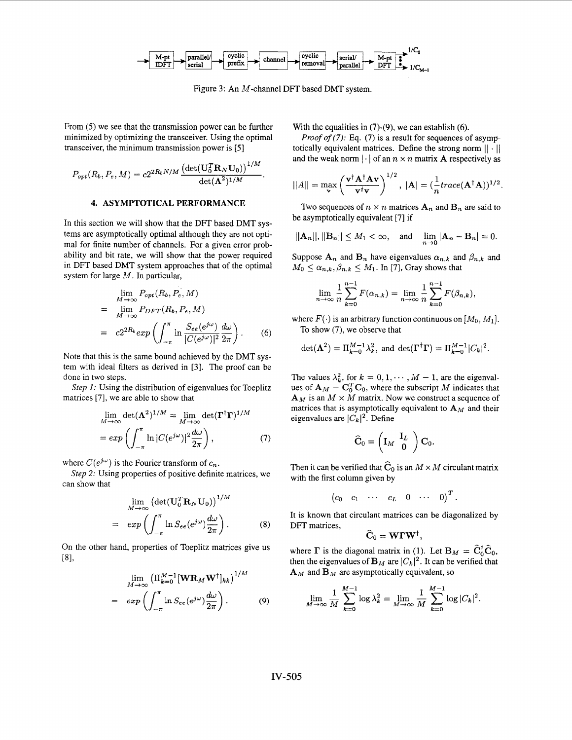M-pt IDFT → parallel/serial → cyclic prefix → channel → cyclic removal → serial/parallel → M-pt DFT → $1/C_0$ … $1/C_{M-1}$

Figure 3: An $M$-channel DFT based DMT system.

From (5) we see that the transmission power can be further minimized by optimizing the transceiver. Using the optimal transceiver, the minimum transmission power is [5]

$$P_{opt}(R_b, P_e, M) = c2^{2R_bN/M}\frac{(\det(\mathbf{U}_0^T\mathbf{R}_N\mathbf{U}_0))^{1/M}}{\det(\mathbf{\Lambda}^2)^{1/M}}.$$

## 4. ASYMPTOTICAL PERFORMANCE

In this section we will show that the DFT based DMT systems are asymptotically optimal although they are not optimal for finite number of channels. For a given error probability and bit rate, we will show that the power required in DFT based DMT system approaches that of the optimal system for large $M$. In particular,

$$\begin{aligned}
&\lim_{M\to\infty} P_{opt}(R_b, P_e, M) \\
= &\lim_{M\to\infty} P_{DFT}(R_b, P_e, M) \\
= &c2^{2R_b}exp\left(\int_{-\pi}^{\pi}\ln\frac{S_{ee}(e^{j\omega})}{|C(e^{j\omega})|^2}\frac{d\omega}{2\pi}\right). \qquad (6)
\end{aligned}$$

Note that this is the same bound achieved by the DMT system with ideal filters as derived in [3]. The proof can be done in two steps.

*Step 1:* Using the distribution of eigenvalues for Toeplitz matrices [7], we are able to show that

$$\begin{aligned}
&\lim_{M\to\infty}\det(\mathbf{\Lambda}^2)^{1/M} = \lim_{M\to\infty}\det(\mathbf{\Gamma}^\dagger\mathbf{\Gamma})^{1/M} \\
&= exp\left(\int_{-\pi}^{\pi}\ln|C(e^{j\omega})|^2\frac{d\omega}{2\pi}\right), \qquad (7)
\end{aligned}$$

where $C(e^{j\omega})$ is the Fourier transform of $c_n$.

*Step 2:* Using properties of positive definite matrices, we can show that

$$\begin{aligned}
&\lim_{M\to\infty}\left(\det(\mathbf{U}_0^T\mathbf{R}_N\mathbf{U}_0)\right)^{1/M} \\
= &exp\left(\int_{-\pi}^{\pi}\ln S_{ee}(e^{j\omega})\frac{d\omega}{2\pi}\right). \qquad (8)
\end{aligned}$$

On the other hand, properties of Toeplitz matrices give us [8],

$$\begin{aligned}
&\lim_{M\to\infty}\left(\Pi_{k=0}^{M-1}[\mathbf{W}\mathbf{R}_M\mathbf{W}^\dagger]_{kk}\right)^{1/M} \\
= &exp\left(\int_{-\pi}^{\pi}\ln S_{ee}(e^{j\omega})\frac{d\omega}{2\pi}\right). \qquad (9)
\end{aligned}$$

With the equalities in (7)-(9), we can establish (6).

*Proof of (7):* Eq. (7) is a result for sequences of asymptotically equivalent matrices. Define the strong norm $||\cdot||$ and the weak norm $|\cdot|$ of an $n\times n$ matrix $\mathbf{A}$ respectively as

$$||A|| = \max_{\mathbf{v}}\left(\frac{\mathbf{v}^\dagger\mathbf{A}^\dagger\mathbf{A}\mathbf{v}}{\mathbf{v}^\dagger\mathbf{v}}\right)^{1/2}, \quad |\mathbf{A}| = (\frac{1}{n}trace(\mathbf{A}^\dagger\mathbf{A}))^{1/2}.$$

Two sequences of $n\times n$ matrices $\mathbf{A}_n$ and $\mathbf{B}_n$ are said to be asymptotically equivalent [7] if

$$||\mathbf{A}_n||, ||\mathbf{B}_n|| \le M_1 < \infty, \quad \text{and} \quad \lim_{n\to 0}|\mathbf{A}_n - \mathbf{B}_n| = 0.$$

Suppose $\mathbf{A}_n$ and $\mathbf{B}_n$ have eigenvalues $\alpha_{n,k}$ and $\beta_{n,k}$ and $M_0 \le \alpha_{n,k}, \beta_{n,k} \le M_1$. In [7], Gray shows that

$$\lim_{n\to\infty}\frac{1}{n}\sum_{k=0}^{n-1}F(\alpha_{n,k}) = \lim_{n\to\infty}\frac{1}{n}\sum_{k=0}^{n-1}F(\beta_{n,k}),$$

where $F(\cdot)$ is an arbitrary function continuous on $[M_0, M_1]$.

To show (7), we observe that

$$\det(\mathbf{\Lambda}^2) = \Pi_{k=0}^{M-1}\lambda_k^2, \text{ and } \det(\mathbf{\Gamma}^\dagger\mathbf{\Gamma}) = \Pi_{k=0}^{M-1}|C_k|^2.$$

The values $\lambda_k^2$, for $k = 0, 1, \cdots, M-1$, are the eigenvalues of $\mathbf{A}_M = \mathbf{C}_0^T\mathbf{C}_0$, where the subscript $M$ indicates that $\mathbf{A}_M$ is an $M\times M$ matrix. Now we construct a sequence of matrices that is asymptotically equivalent to $\mathbf{A}_M$ and their eigenvalues are $|C_k|^2$. Define

$$\widehat{\mathbf{C}}_0 = \begin{pmatrix}\mathbf{I}_M & \begin{matrix}\mathbf{I}_L \\ \mathbf{0}\end{matrix}\end{pmatrix}\mathbf{C}_0.$$

Then it can be verified that $\widehat{\mathbf{C}}_0$ is an $M\times M$ circulant matrix with the first column given by

$$\begin{pmatrix}c_0 & c_1 & \cdots & c_L & 0 & \cdots & 0\end{pmatrix}^T.$$

It is known that circulant matrices can be diagonalized by DFT matrices,

$$\widehat{\mathbf{C}}_0 = \mathbf{W}\mathbf{\Gamma}\mathbf{W}^\dagger,$$

where $\mathbf{\Gamma}$ is the diagonal matrix in (1). Let $\mathbf{B}_M = \widehat{\mathbf{C}}_0^\dagger\widehat{\mathbf{C}}_0$, then the eigenvalues of $\mathbf{B}_M$ are $|C_k|^2$. It can be verified that $\mathbf{A}_M$ and $\mathbf{B}_M$ are asymptotically equivalent, so

$$\lim_{M\to\infty}\frac{1}{M}\sum_{k=0}^{M-1}\log\lambda_k^2 = \lim_{M\to\infty}\frac{1}{M}\sum_{k=0}^{M-1}\log|C_k|^2.$$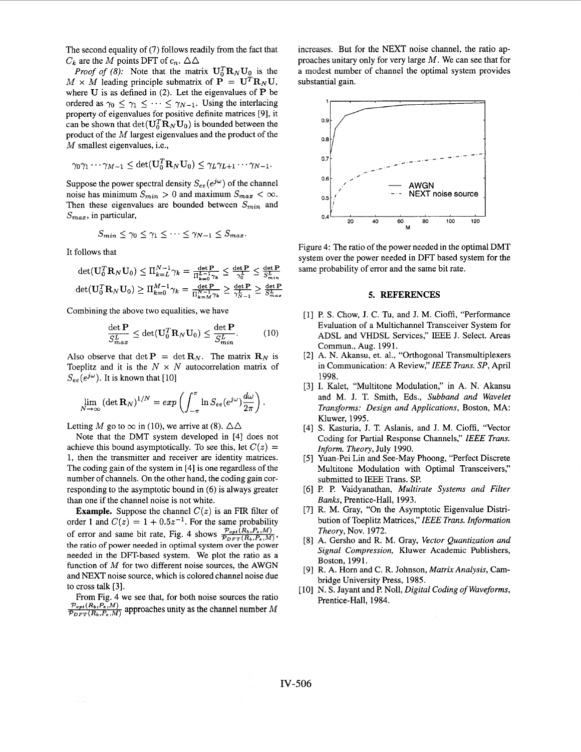The second equality of (7) follows readily from the fact that $C_k$ are the $M$ points DFT of $c_n$. △△

*Proof of (8):* Note that the matrix $\mathbf{U}_0^T\mathbf{R}_N\mathbf{U}_0$ is the $M \times M$ leading principle submatrix of $\mathbf{P} = \mathbf{U}^T\mathbf{R}_N\mathbf{U}$, where $\mathbf{U}$ is as defined in (2). Let the eigenvalues of $\mathbf{P}$ be ordered as $\gamma_0 \leq \gamma_1 \leq \cdots \leq \gamma_{N-1}$. Using the interlacing property of eigenvalues for positive definite matrices [9], it can be shown that $\det(\mathbf{U}_0^T\mathbf{R}_N\mathbf{U}_0)$ is bounded between the product of the $M$ largest eigenvalues and the product of the $M$ smallest eigenvalues, i.e.,

$$\gamma_0\gamma_1\cdots\gamma_{M-1} \leq \det(\mathbf{U}_0^T\mathbf{R}_N\mathbf{U}_0) \leq \gamma_L\gamma_{L+1}\cdots\gamma_{N-1}.$$

Suppose the power spectral density $S_{ee}(e^{j\omega})$ of the channel noise has minimum $S_{min} > 0$ and maximum $S_{max} < \infty$. Then these eigenvalues are bounded between $S_{min}$ and $S_{max}$, in particular,

$$S_{min} \leq \gamma_0 \leq \gamma_1 \leq \cdots \leq \gamma_{N-1} \leq S_{max}.$$

It follows that

$$\det(\mathbf{U}_0^T\mathbf{R}_N\mathbf{U}_0) \leq \Pi_{k=L}^{N-1}\gamma_k = \frac{\det \mathbf{P}}{\Pi_{k=0}^{L-1}\gamma_k} \leq \frac{\det \mathbf{P}}{\gamma_0^L} \leq \frac{\det \mathbf{P}}{S_{min}^L}$$
$$\det(\mathbf{U}_0^T\mathbf{R}_N\mathbf{U}_0) \geq \Pi_{k=0}^{M-1}\gamma_k = \frac{\det \mathbf{P}}{\Pi_{k=M}^{N-1}\gamma_k} \geq \frac{\det \mathbf{P}}{\gamma_{N-1}^L} \geq \frac{\det \mathbf{P}}{S_{max}^L}$$

Combining the above two equalities, we have

$$\frac{\det \mathbf{P}}{S_{max}^L} \leq \det(\mathbf{U}_0^T\mathbf{R}_N\mathbf{U}_0) \leq \frac{\det \mathbf{P}}{S_{min}^L}. \tag{10}$$

Also observe that $\det \mathbf{P} = \det \mathbf{R}_N$. The matrix $\mathbf{R}_N$ is Toeplitz and it is the $N \times N$ autocorrelation matrix of $S_{ee}(e^{j\omega})$. It is known that [10]

$$\lim_{N\to\infty} (\det \mathbf{R}_N)^{1/N} = exp\left(\int_{-\pi}^{\pi} \ln S_{ee}(e^{j\omega})\frac{d\omega}{2\pi}\right).$$

Letting $M$ go to $\infty$ in (10), we arrive at (8). △△

Note that the DMT system developed in [4] does not achieve this bound asymptotically. To see this, let $C(z) = 1$, then the transmitter and receiver are identity matrices. The coding gain of the system in [4] is one regardless of the number of channels. On the other hand, the coding gain corresponding to the asymptotic bound in (6) is always greater than one if the channel noise is not white.

**Example.** Suppose the channel $C(z)$ is an FIR filter of order 1 and $C(z) = 1 + 0.5z^{-1}$. For the same probability of error and same bit rate, Fig. 4 shows $\frac{\mathcal{P}_{opt}(R_b,P_e,M)}{\mathcal{P}_{DFT}(R_b,P_e,M)}$, the ratio of power needed in optimal system over the power needed in the DFT-based system. We plot the ratio as a function of $M$ for two different noise sources, the AWGN and NEXT noise source, which is colored channel noise due to cross talk [3].

From Fig. 4 we see that, for both noise sources the ratio $\frac{\mathcal{P}_{opt}(R_b,P_e,M)}{\mathcal{P}_{DFT}(R_b,P_e,M)}$ approaches unity as the channel number $M$ increases. But for the NEXT noise channel, the ratio approaches unitary only for very large $M$. We can see that for a modest number of channel the optimal system provides substantial gain.

1
0.9
0.8
0.7
0.6
0.5
0.4
20 40 60 80 100 120
M
AWGN
NEXT noise source

Figure 4: The ratio of the power needed in the optimal DMT system over the power needed in DFT based system for the same probability of error and the same bit rate.

## 5. REFERENCES

[1] P. S. Chow, J. C. Tu, and J. M. Cioffi, "Performance Evaluation of a Multichannel Transceiver System for ADSL and VHDSL Services," IEEE J. Select. Areas Commun., Aug. 1991.

[2] A. N. Akansu, et. al., "Orthogonal Transmultiplexers in Communication: A Review," *IEEE Trans. SP*, April 1998.

[3] I. Kalet, "Multitone Modulation," in A. N. Akansu and M. J. T. Smith, Eds., *Subband and Wavelet Transforms: Design and Applications*, Boston, MA: Kluwer, 1995.

[4] S. Kasturia, J. T. Aslanis, and J. M. Cioffi, "Vector Coding for Partial Response Channels," *IEEE Trans. Inform. Theory*, July 1990.

[5] Yuan-Pei Lin and See-May Phoong, "Perfect Discrete Multitone Modulation with Optimal Transceivers," submitted to IEEE Trans. SP.

[6] P. P. Vaidyanathan, *Multirate Systems and Filter Banks*, Prentice-Hall, 1993.

[7] R. M. Gray, "On the Asymptotic Eigenvalue Distribution of Toeplitz Matrices," *IEEE Trans. Information Theory*, Nov. 1972.

[8] A. Gersho and R. M. Gray, *Vector Quantization and Signal Compression,* Kluwer Academic Publishers, Boston, 1991.

[9] R. A. Horn and C. R. Johnson, *Matrix Analysis*, Cambridge University Press, 1985.

[10] N. S. Jayant and P. Noll, *Digital Coding of Waveforms*, Prentice-Hall, 1984.